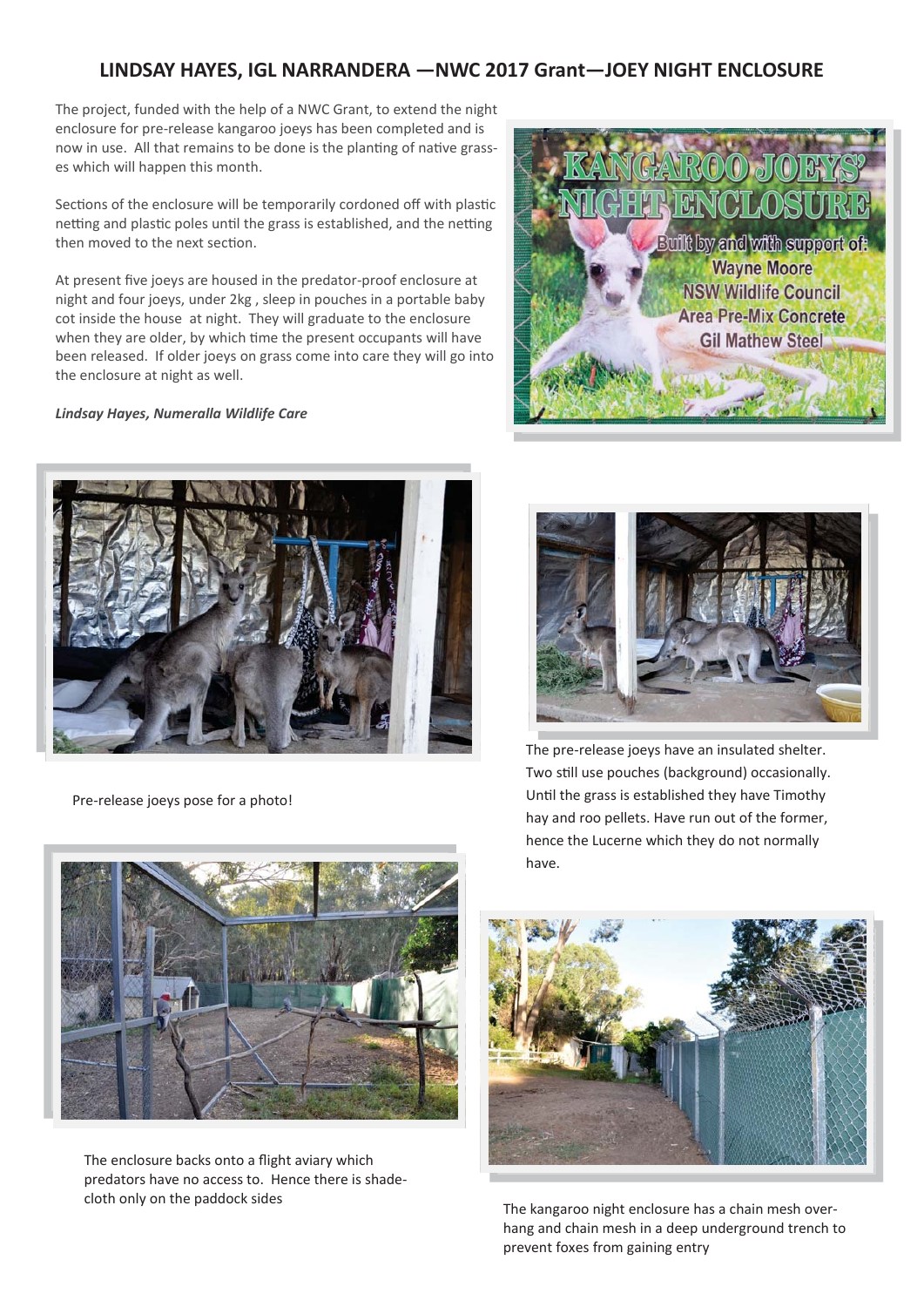# LINDSAY HAYES, IGL NARRANDERA —NWC 2017 Grant—JOEY NIGHT ENCLOSURE

The project, funded with the help of a NWC Grant, to extend the night enclosure for pre-release kangaroo joeys has been completed and is now in use. All that remains to be done is the planting of native grasses which will happen this month.

Sections of the enclosure will be temporarily cordoned off with plastic netting and plastic poles until the grass is established, and the netting then moved to the next section.

At present five joeys are housed in the predator-proof enclosure at night and four joeys, under 2kg , sleep in pouches in a portable baby cot inside the house at night. They will graduate to the enclosure when they are older, by which time the present occupants will have been released. If older joeys on grass come into care they will go into the enclosure at night as well.

***Lindsay Hayes, Numeralla Wildlife Care***

Pre-release joeys pose for a photo!

The pre-release joeys have an insulated shelter. Two still use pouches (background) occasionally. Until the grass is established they have Timothy hay and roo pellets. Have run out of the former, hence the Lucerne which they do not normally have.

The enclosure backs onto a flight aviary which predators have no access to. Hence there is shade-cloth only on the paddock sides

The kangaroo night enclosure has a chain mesh over-hang and chain mesh in a deep underground trench to prevent foxes from gaining entry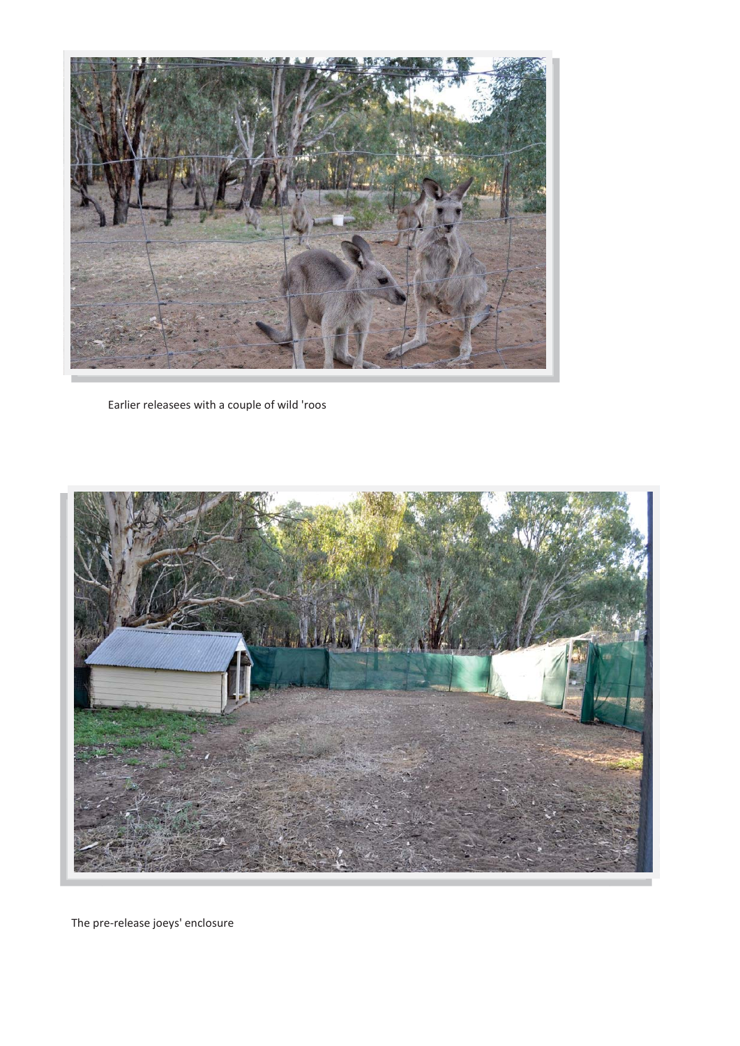Earlier releasees with a couple of wild 'roos

The pre-release joeys' enclosure